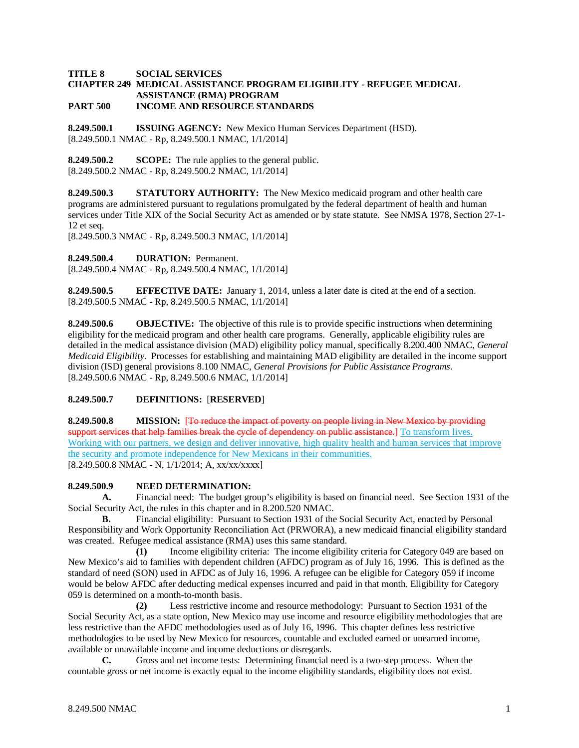**TITLE 8 SOCIAL SERVICES**
**CHAPTER 249 MEDICAL ASSISTANCE PROGRAM ELIGIBILITY - REFUGEE MEDICAL ASSISTANCE (RMA) PROGRAM**
**PART 500 INCOME AND RESOURCE STANDARDS**

**8.249.500.1 ISSUING AGENCY:** New Mexico Human Services Department (HSD).
[8.249.500.1 NMAC - Rp, 8.249.500.1 NMAC, 1/1/2014]

**8.249.500.2 SCOPE:** The rule applies to the general public.
[8.249.500.2 NMAC - Rp, 8.249.500.2 NMAC, 1/1/2014]

**8.249.500.3 STATUTORY AUTHORITY:** The New Mexico medicaid program and other health care programs are administered pursuant to regulations promulgated by the federal department of health and human services under Title XIX of the Social Security Act as amended or by state statute. See NMSA 1978, Section 27-1-12 et seq.
[8.249.500.3 NMAC - Rp, 8.249.500.3 NMAC, 1/1/2014]

**8.249.500.4 DURATION:** Permanent.
[8.249.500.4 NMAC - Rp, 8.249.500.4 NMAC, 1/1/2014]

**8.249.500.5 EFFECTIVE DATE:** January 1, 2014, unless a later date is cited at the end of a section.
[8.249.500.5 NMAC - Rp, 8.249.500.5 NMAC, 1/1/2014]

**8.249.500.6 OBJECTIVE:** The objective of this rule is to provide specific instructions when determining eligibility for the medicaid program and other health care programs. Generally, applicable eligibility rules are detailed in the medical assistance division (MAD) eligibility policy manual, specifically 8.200.400 NMAC, *General Medicaid Eligibility*. Processes for establishing and maintaining MAD eligibility are detailed in the income support division (ISD) general provisions 8.100 NMAC, *General Provisions for Public Assistance Programs*.
[8.249.500.6 NMAC - Rp, 8.249.500.6 NMAC, 1/1/2014]

**8.249.500.7 DEFINITIONS:** [**RESERVED**]

**8.249.500.8 MISSION:** [~~To reduce the impact of poverty on people living in New Mexico by providing support services that help families break the cycle of dependency on public assistance.~~] To transform lives. Working with our partners, we design and deliver innovative, high quality health and human services that improve the security and promote independence for New Mexicans in their communities.
[8.249.500.8 NMAC - N, 1/1/2014; A, xx/xx/xxxx]

**8.249.500.9 NEED DETERMINATION:**

**A.** Financial need: The budget group's eligibility is based on financial need. See Section 1931 of the Social Security Act, the rules in this chapter and in 8.200.520 NMAC.

**B.** Financial eligibility: Pursuant to Section 1931 of the Social Security Act, enacted by Personal Responsibility and Work Opportunity Reconciliation Act (PRWORA), a new medicaid financial eligibility standard was created. Refugee medical assistance (RMA) uses this same standard.

**(1)** Income eligibility criteria: The income eligibility criteria for Category 049 are based on New Mexico's aid to families with dependent children (AFDC) program as of July 16, 1996. This is defined as the standard of need (SON) used in AFDC as of July 16, 1996. A refugee can be eligible for Category 059 if income would be below AFDC after deducting medical expenses incurred and paid in that month. Eligibility for Category 059 is determined on a month-to-month basis.

**(2)** Less restrictive income and resource methodology: Pursuant to Section 1931 of the Social Security Act, as a state option, New Mexico may use income and resource eligibility methodologies that are less restrictive than the AFDC methodologies used as of July 16, 1996. This chapter defines less restrictive methodologies to be used by New Mexico for resources, countable and excluded earned or unearned income, available or unavailable income and income deductions or disregards.

**C.** Gross and net income tests: Determining financial need is a two-step process. When the countable gross or net income is exactly equal to the income eligibility standards, eligibility does not exist.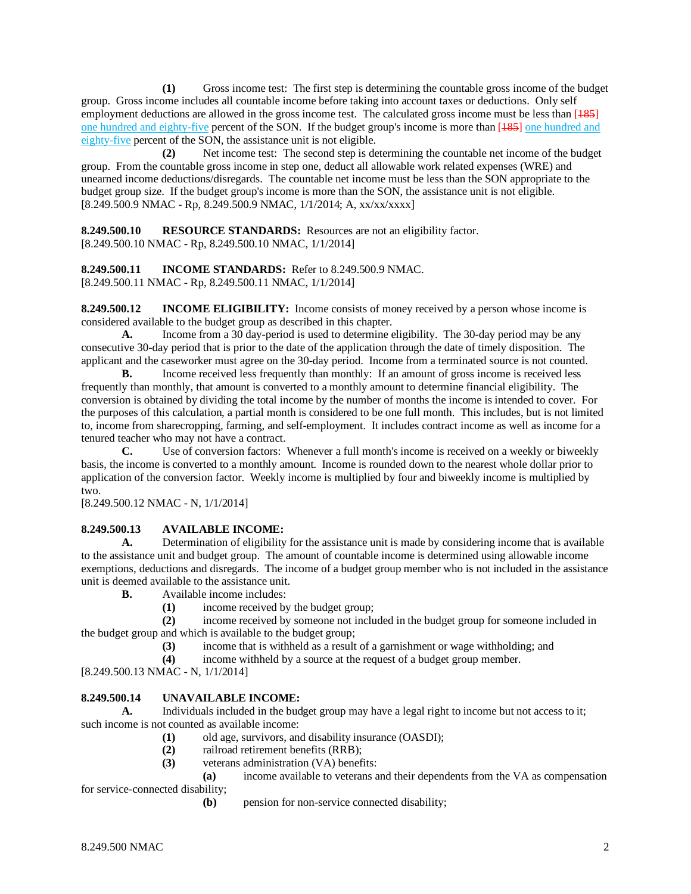**(1)** Gross income test: The first step is determining the countable gross income of the budget group. Gross income includes all countable income before taking into account taxes or deductions. Only self employment deductions are allowed in the gross income test. The calculated gross income must be less than [~~185~~] one hundred and eighty-five percent of the SON. If the budget group's income is more than [~~185~~] one hundred and eighty-five percent of the SON, the assistance unit is not eligible.

**(2)** Net income test: The second step is determining the countable net income of the budget group. From the countable gross income in step one, deduct all allowable work related expenses (WRE) and unearned income deductions/disregards. The countable net income must be less than the SON appropriate to the budget group size. If the budget group's income is more than the SON, the assistance unit is not eligible.
[8.249.500.9 NMAC - Rp, 8.249.500.9 NMAC, 1/1/2014; A, xx/xx/xxxx]

**8.249.500.10 RESOURCE STANDARDS:** Resources are not an eligibility factor.
[8.249.500.10 NMAC - Rp, 8.249.500.10 NMAC, 1/1/2014]

**8.249.500.11 INCOME STANDARDS:** Refer to 8.249.500.9 NMAC.
[8.249.500.11 NMAC - Rp, 8.249.500.11 NMAC, 1/1/2014]

**8.249.500.12 INCOME ELIGIBILITY:** Income consists of money received by a person whose income is considered available to the budget group as described in this chapter.

**A.** Income from a 30 day-period is used to determine eligibility. The 30-day period may be any consecutive 30-day period that is prior to the date of the application through the date of timely disposition. The applicant and the caseworker must agree on the 30-day period. Income from a terminated source is not counted.

**B.** Income received less frequently than monthly: If an amount of gross income is received less frequently than monthly, that amount is converted to a monthly amount to determine financial eligibility. The conversion is obtained by dividing the total income by the number of months the income is intended to cover. For the purposes of this calculation, a partial month is considered to be one full month. This includes, but is not limited to, income from sharecropping, farming, and self-employment. It includes contract income as well as income for a tenured teacher who may not have a contract.

**C.** Use of conversion factors: Whenever a full month's income is received on a weekly or biweekly basis, the income is converted to a monthly amount. Income is rounded down to the nearest whole dollar prior to application of the conversion factor. Weekly income is multiplied by four and biweekly income is multiplied by two.
[8.249.500.12 NMAC - N, 1/1/2014]

**8.249.500.13 AVAILABLE INCOME:**

**A.** Determination of eligibility for the assistance unit is made by considering income that is available to the assistance unit and budget group. The amount of countable income is determined using allowable income exemptions, deductions and disregards. The income of a budget group member who is not included in the assistance unit is deemed available to the assistance unit.

**B.** Available income includes:

**(1)** income received by the budget group;

**(2)** income received by someone not included in the budget group for someone included in the budget group and which is available to the budget group;

**(3)** income that is withheld as a result of a garnishment or wage withholding; and

**(4)** income withheld by a source at the request of a budget group member.

[8.249.500.13 NMAC - N, 1/1/2014]

**8.249.500.14 UNAVAILABLE INCOME:**

**A.** Individuals included in the budget group may have a legal right to income but not access to it; such income is not counted as available income:

**(1)** old age, survivors, and disability insurance (OASDI);

**(2)** railroad retirement benefits (RRB);

**(3)** veterans administration (VA) benefits:

**(a)** income available to veterans and their dependents from the VA as compensation for service-connected disability;

**(b)** pension for non-service connected disability;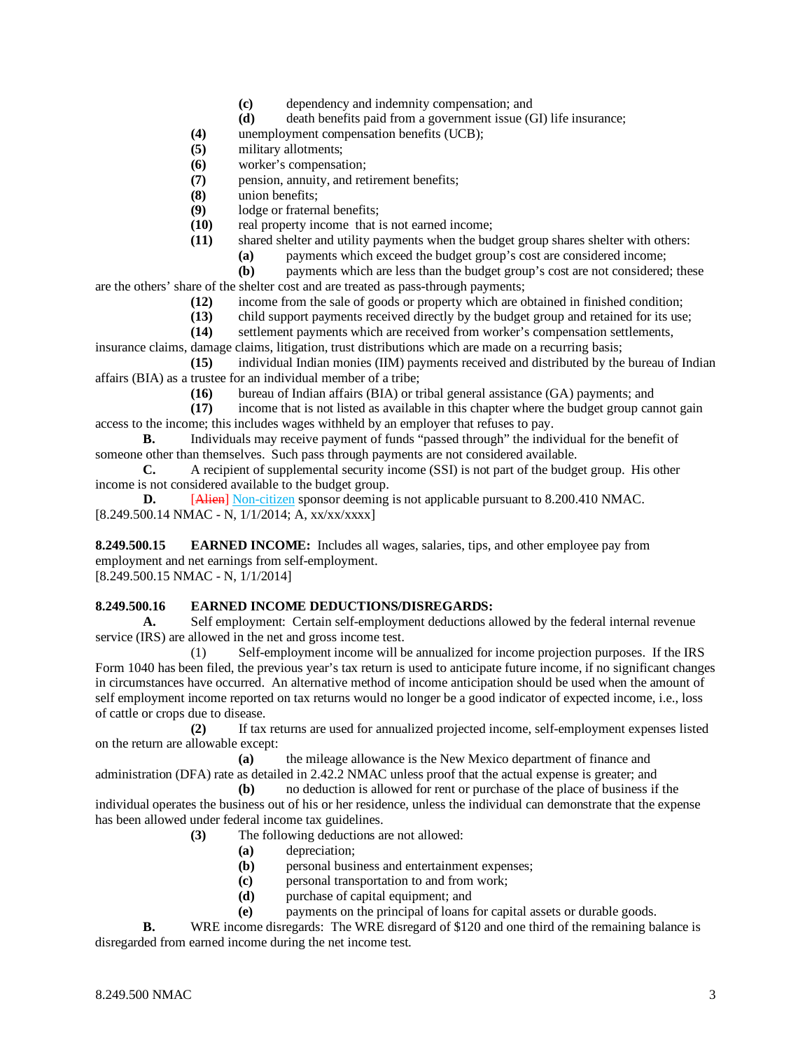(c) dependency and indemnity compensation; and

(d) death benefits paid from a government issue (GI) life insurance;

**(4)** unemployment compensation benefits (UCB);

**(5)** military allotments;

**(6)** worker's compensation;

**(7)** pension, annuity, and retirement benefits;

**(8)** union benefits;

**(9)** lodge or fraternal benefits;

**(10)** real property income that is not earned income;

**(11)** shared shelter and utility payments when the budget group shares shelter with others:

**(a)** payments which exceed the budget group's cost are considered income;

**(b)** payments which are less than the budget group's cost are not considered; these are the others' share of the shelter cost and are treated as pass-through payments;

**(12)** income from the sale of goods or property which are obtained in finished condition;

**(13)** child support payments received directly by the budget group and retained for its use;

**(14)** settlement payments which are received from worker's compensation settlements, insurance claims, damage claims, litigation, trust distributions which are made on a recurring basis;

**(15)** individual Indian monies (IIM) payments received and distributed by the bureau of Indian affairs (BIA) as a trustee for an individual member of a tribe;

**(16)** bureau of Indian affairs (BIA) or tribal general assistance (GA) payments; and

**(17)** income that is not listed as available in this chapter where the budget group cannot gain access to the income; this includes wages withheld by an employer that refuses to pay.

**B.** Individuals may receive payment of funds "passed through" the individual for the benefit of someone other than themselves. Such pass through payments are not considered available.

**C.** A recipient of supplemental security income (SSI) is not part of the budget group. His other income is not considered available to the budget group.

**D.** [~~Alien~~] Non-citizen sponsor deeming is not applicable pursuant to 8.200.410 NMAC.
[8.249.500.14 NMAC - N, 1/1/2014; A, xx/xx/xxxx]

**8.249.500.15 EARNED INCOME:** Includes all wages, salaries, tips, and other employee pay from employment and net earnings from self-employment.
[8.249.500.15 NMAC - N, 1/1/2014]

**8.249.500.16 EARNED INCOME DEDUCTIONS/DISREGARDS:**

**A.** Self employment: Certain self-employment deductions allowed by the federal internal revenue service (IRS) are allowed in the net and gross income test.

(1) Self-employment income will be annualized for income projection purposes. If the IRS Form 1040 has been filed, the previous year's tax return is used to anticipate future income, if no significant changes in circumstances have occurred. An alternative method of income anticipation should be used when the amount of self employment income reported on tax returns would no longer be a good indicator of expected income, i.e., loss of cattle or crops due to disease.

**(2)** If tax returns are used for annualized projected income, self-employment expenses listed on the return are allowable except:

**(a)** the mileage allowance is the New Mexico department of finance and administration (DFA) rate as detailed in 2.42.2 NMAC unless proof that the actual expense is greater; and

**(b)** no deduction is allowed for rent or purchase of the place of business if the individual operates the business out of his or her residence, unless the individual can demonstrate that the expense has been allowed under federal income tax guidelines.

**(3)** The following deductions are not allowed:

**(a)** depreciation;

**(b)** personal business and entertainment expenses;

**(c)** personal transportation to and from work;

**(d)** purchase of capital equipment; and

**(e)** payments on the principal of loans for capital assets or durable goods.

**B.** WRE income disregards: The WRE disregard of $120 and one third of the remaining balance is disregarded from earned income during the net income test.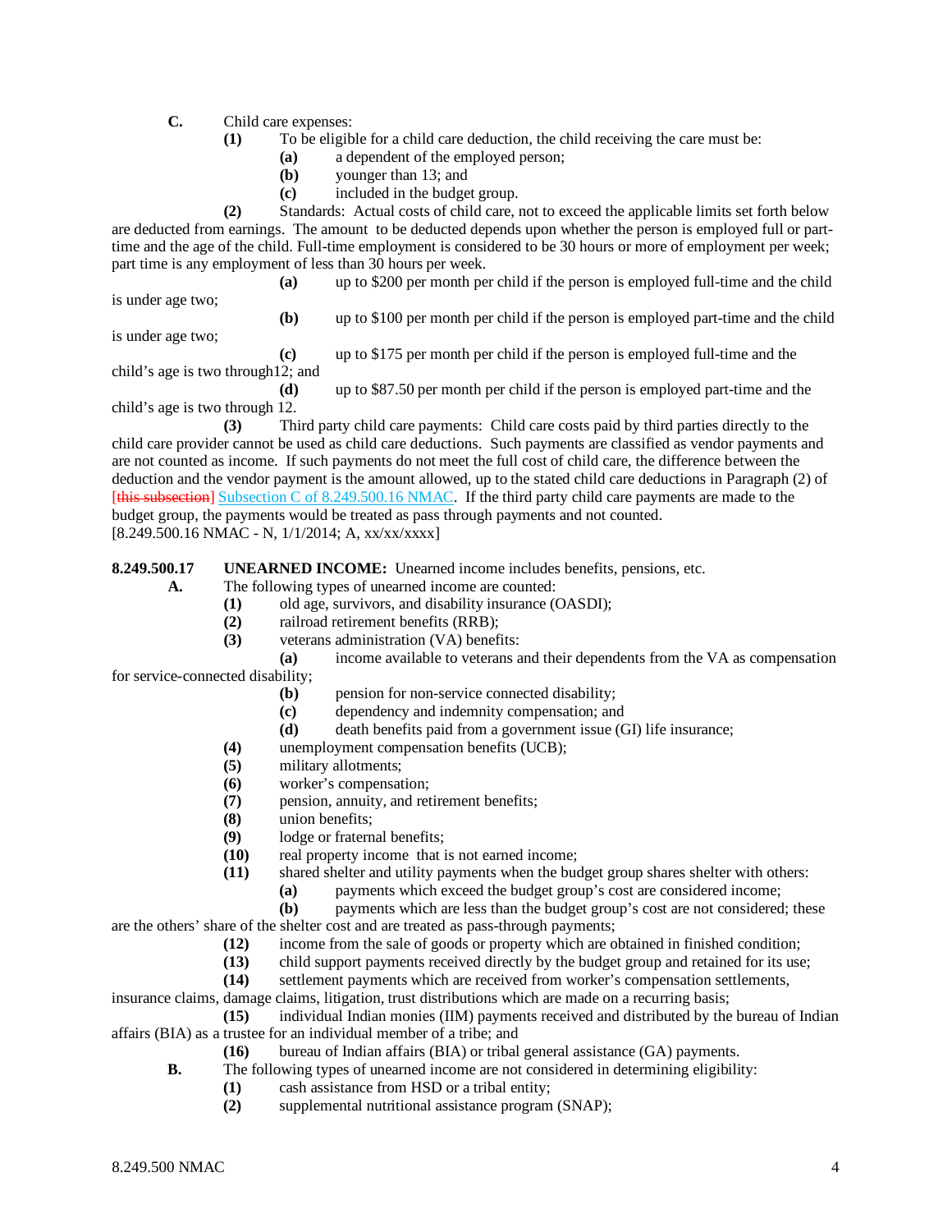**C.** Child care expenses:

**(1)** To be eligible for a child care deduction, the child receiving the care must be:

**(a)** a dependent of the employed person;

**(b)** younger than 13; and

**(c)** included in the budget group.

**(2)** Standards: Actual costs of child care, not to exceed the applicable limits set forth below are deducted from earnings. The amount to be deducted depends upon whether the person is employed full or part-time and the age of the child. Full-time employment is considered to be 30 hours or more of employment per week; part time is any employment of less than 30 hours per week.

**(a)** up to $200 per month per child if the person is employed full-time and the child is under age two;

**(b)** up to $100 per month per child if the person is employed part-time and the child is under age two;

**(c)** up to $175 per month per child if the person is employed full-time and the child's age is two through12; and

**(d)** up to $87.50 per month per child if the person is employed part-time and the child's age is two through 12.

**(3)** Third party child care payments: Child care costs paid by third parties directly to the child care provider cannot be used as child care deductions. Such payments are classified as vendor payments and are not counted as income. If such payments do not meet the full cost of child care, the difference between the deduction and the vendor payment is the amount allowed, up to the stated child care deductions in Paragraph (2) of ~~[this subsection]~~ Subsection C of 8.249.500.16 NMAC. If the third party child care payments are made to the budget group, the payments would be treated as pass through payments and not counted.

[8.249.500.16 NMAC - N, 1/1/2014; A, xx/xx/xxxx]

**8.249.500.17 UNEARNED INCOME:** Unearned income includes benefits, pensions, etc.

**A.** The following types of unearned income are counted:

**(1)** old age, survivors, and disability insurance (OASDI);

**(2)** railroad retirement benefits (RRB);

**(3)** veterans administration (VA) benefits:

**(a)** income available to veterans and their dependents from the VA as compensation for service-connected disability;

**(b)** pension for non-service connected disability;

**(c)** dependency and indemnity compensation; and

**(d)** death benefits paid from a government issue (GI) life insurance;

**(4)** unemployment compensation benefits (UCB);

**(5)** military allotments;

**(6)** worker's compensation;

**(7)** pension, annuity, and retirement benefits;

**(8)** union benefits;

**(9)** lodge or fraternal benefits;

**(10)** real property income that is not earned income;

**(11)** shared shelter and utility payments when the budget group shares shelter with others:

**(a)** payments which exceed the budget group's cost are considered income;

**(b)** payments which are less than the budget group's cost are not considered; these are the others' share of the shelter cost and are treated as pass-through payments;

**(12)** income from the sale of goods or property which are obtained in finished condition;

**(13)** child support payments received directly by the budget group and retained for its use;

**(14)** settlement payments which are received from worker's compensation settlements, insurance claims, damage claims, litigation, trust distributions which are made on a recurring basis;

**(15)** individual Indian monies (IIM) payments received and distributed by the bureau of Indian affairs (BIA) as a trustee for an individual member of a tribe; and

**(16)** bureau of Indian affairs (BIA) or tribal general assistance (GA) payments.

**B.** The following types of unearned income are not considered in determining eligibility:

**(1)** cash assistance from HSD or a tribal entity;

**(2)** supplemental nutritional assistance program (SNAP);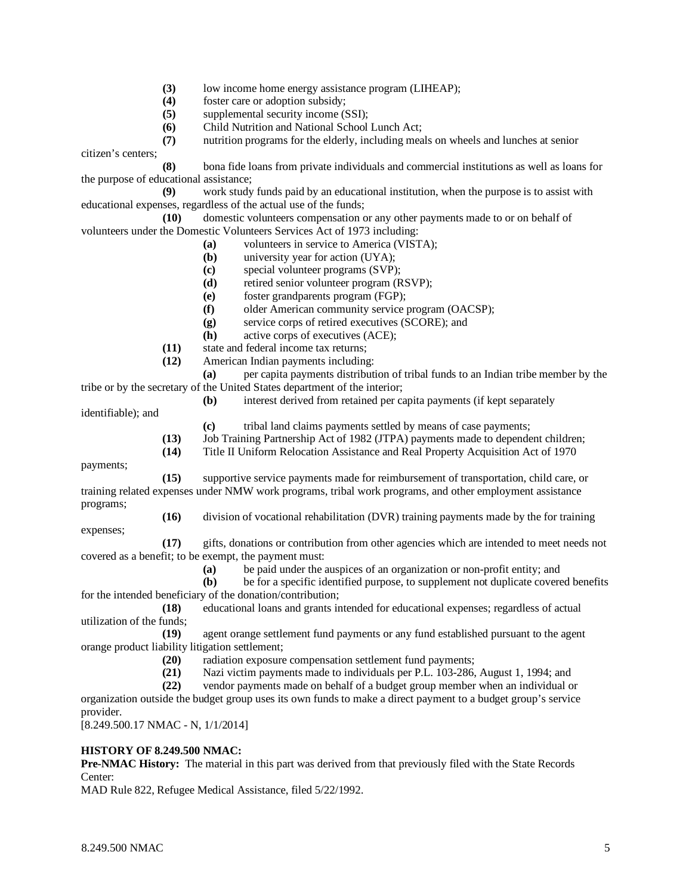**(3)** low income home energy assistance program (LIHEAP);

**(4)** foster care or adoption subsidy;

**(5)** supplemental security income (SSI);

**(6)** Child Nutrition and National School Lunch Act;

**(7)** nutrition programs for the elderly, including meals on wheels and lunches at senior citizen's centers;

**(8)** bona fide loans from private individuals and commercial institutions as well as loans for the purpose of educational assistance;

**(9)** work study funds paid by an educational institution, when the purpose is to assist with educational expenses, regardless of the actual use of the funds;

**(10)** domestic volunteers compensation or any other payments made to or on behalf of volunteers under the Domestic Volunteers Services Act of 1973 including:

**(a)** volunteers in service to America (VISTA);

**(b)** university year for action (UYA);

**(c)** special volunteer programs (SVP);

**(d)** retired senior volunteer program (RSVP);

**(e)** foster grandparents program (FGP);

**(f)** older American community service program (OACSP);

**(g)** service corps of retired executives (SCORE); and

**(h)** active corps of executives (ACE);

**(11)** state and federal income tax returns;

**(12)** American Indian payments including:

**(a)** per capita payments distribution of tribal funds to an Indian tribe member by the tribe or by the secretary of the United States department of the interior;

**(b)** interest derived from retained per capita payments (if kept separately identifiable); and

**(c)** tribal land claims payments settled by means of case payments;

**(13)** Job Training Partnership Act of 1982 (JTPA) payments made to dependent children;

**(14)** Title II Uniform Relocation Assistance and Real Property Acquisition Act of 1970 payments;

**(15)** supportive service payments made for reimbursement of transportation, child care, or training related expenses under NMW work programs, tribal work programs, and other employment assistance programs;

**(16)** division of vocational rehabilitation (DVR) training payments made by the for training expenses;

**(17)** gifts, donations or contribution from other agencies which are intended to meet needs not covered as a benefit; to be exempt, the payment must:

**(a)** be paid under the auspices of an organization or non-profit entity; and

**(b)** be for a specific identified purpose, to supplement not duplicate covered benefits for the intended beneficiary of the donation/contribution;

**(18)** educational loans and grants intended for educational expenses; regardless of actual utilization of the funds;

**(19)** agent orange settlement fund payments or any fund established pursuant to the agent orange product liability litigation settlement;

**(20)** radiation exposure compensation settlement fund payments;

**(21)** Nazi victim payments made to individuals per P.L. 103-286, August 1, 1994; and

**(22)** vendor payments made on behalf of a budget group member when an individual or organization outside the budget group uses its own funds to make a direct payment to a budget group's service provider.

[8.249.500.17 NMAC - N, 1/1/2014]

**HISTORY OF 8.249.500 NMAC:**

**Pre-NMAC History:** The material in this part was derived from that previously filed with the State Records Center:

MAD Rule 822, Refugee Medical Assistance, filed 5/22/1992.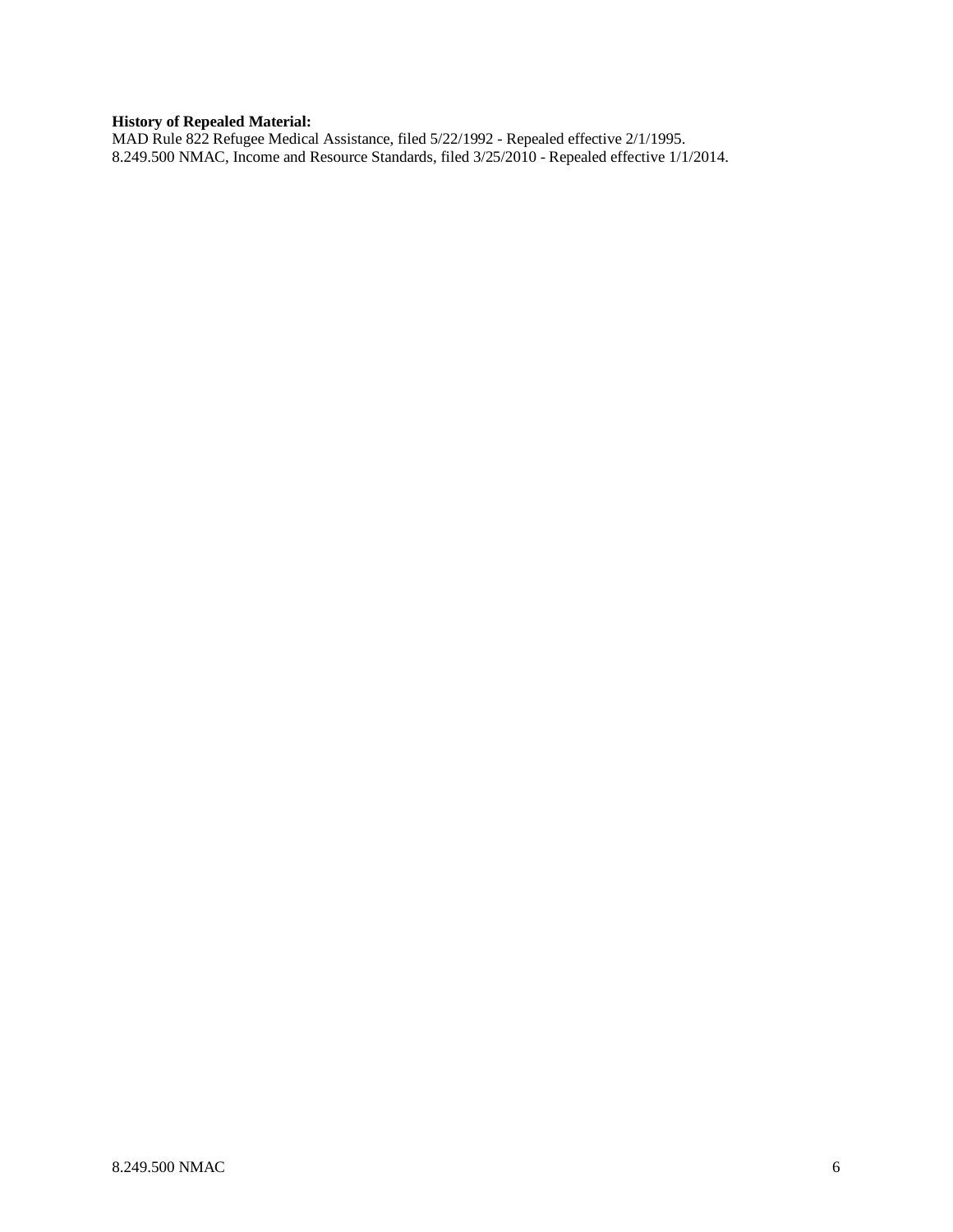**History of Repealed Material:**
MAD Rule 822 Refugee Medical Assistance, filed 5/22/1992 - Repealed effective 2/1/1995.
8.249.500 NMAC, Income and Resource Standards, filed 3/25/2010 - Repealed effective 1/1/2014.